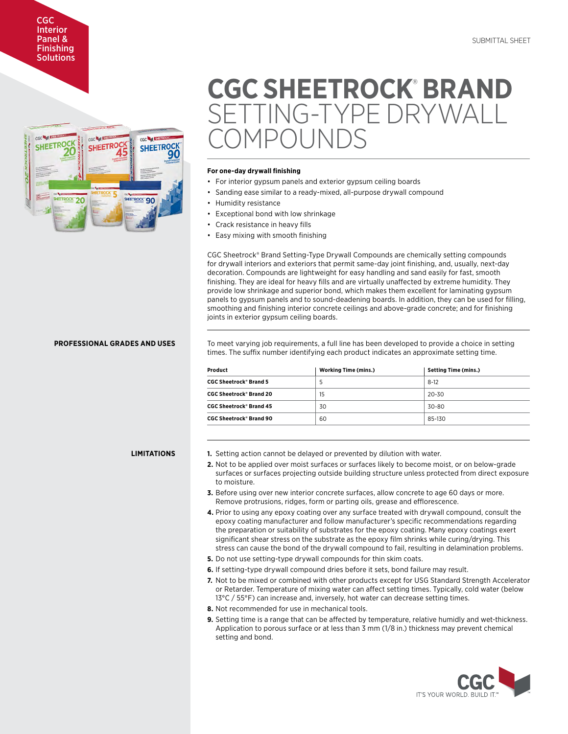CGC Interior Panel & Finishing Solutions

SUBMITTAL SHEET

# CGC SHEETROCK® BRAND SETTING-TYPE DRYWALL COMPOUNDS

**For one-day drywall finishing**

- For interior gypsum panels and exterior gypsum ceiling boards
- Sanding ease similar to a ready-mixed, all-purpose drywall compound
- Humidity resistance
- Exceptional bond with low shrinkage
- Crack resistance in heavy fills
- Easy mixing with smooth finishing

CGC Sheetrock® Brand Setting-Type Drywall Compounds are chemically setting compounds for drywall interiors and exteriors that permit same-day joint finishing, and, usually, next-day decoration. Compounds are lightweight for easy handling and sand easily for fast, smooth finishing. They are ideal for heavy fills and are virtually unaffected by extreme humidity. They provide low shrinkage and superior bond, which makes them excellent for laminating gypsum panels to gypsum panels and to sound-deadening boards. In addition, they can be used for filling, smoothing and finishing interior concrete ceilings and above-grade concrete; and for finishing joints in exterior gypsum ceiling boards.

## PROFESSIONAL GRADES AND USES

To meet varying job requirements, a full line has been developed to provide a choice in setting times. The suffix number identifying each product indicates an approximate setting time.

| Product | Working Time (mins.) | Setting Time (mins.) |
|---|---|---|
| CGC Sheetrock® Brand 5 | 5 | 8-12 |
| CGC Sheetrock® Brand 20 | 15 | 20-30 |
| CGC Sheetrock® Brand 45 | 30 | 30-80 |
| CGC Sheetrock® Brand 90 | 60 | 85-130 |

## LIMITATIONS

1. Setting action cannot be delayed or prevented by dilution with water.
2. Not to be applied over moist surfaces or surfaces likely to become moist, or on below-grade surfaces or surfaces projecting outside building structure unless protected from direct exposure to moisture.
3. Before using over new interior concrete surfaces, allow concrete to age 60 days or more. Remove protrusions, ridges, form or parting oils, grease and efflorescence.
4. Prior to using any epoxy coating over any surface treated with drywall compound, consult the epoxy coating manufacturer and follow manufacturer's specific recommendations regarding the preparation or suitability of substrates for the epoxy coating. Many epoxy coatings exert significant shear stress on the substrate as the epoxy film shrinks while curing/drying. This stress can cause the bond of the drywall compound to fail, resulting in delamination problems.
5. Do not use setting-type drywall compounds for thin skim coats.
6. If setting-type drywall compound dries before it sets, bond failure may result.
7. Not to be mixed or combined with other products except for USG Standard Strength Accelerator or Retarder. Temperature of mixing water can affect setting times. Typically, cold water (below 13°C / 55°F) can increase and, inversely, hot water can decrease setting times.
8. Not recommended for use in mechanical tools.
9. Setting time is a range that can be affected by temperature, relative humidly and wet-thickness. Application to porous surface or at less than 3 mm (1/8 in.) thickness may prevent chemical setting and bond.

CGC IT'S YOUR WORLD. BUILD IT.™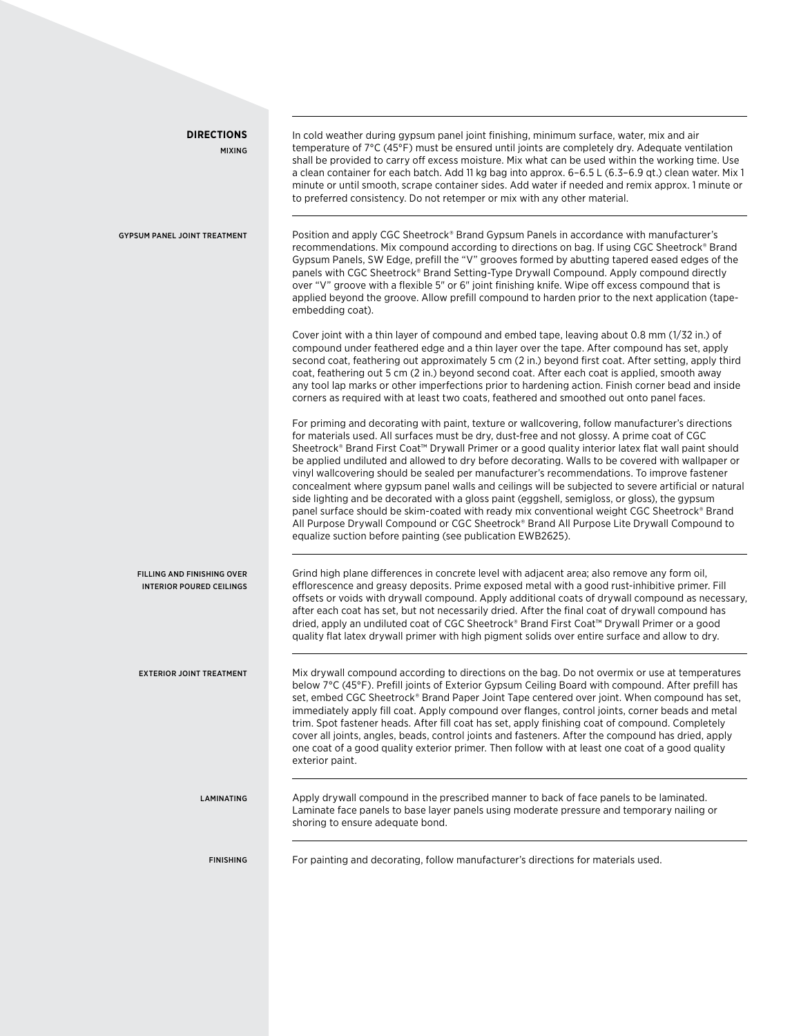## DIRECTIONS

### MIXING

In cold weather during gypsum panel joint finishing, minimum surface, water, mix and air temperature of 7°C (45°F) must be ensured until joints are completely dry. Adequate ventilation shall be provided to carry off excess moisture. Mix what can be used within the working time. Use a clean container for each batch. Add 11 kg bag into approx. 6–6.5 L (6.3–6.9 qt.) clean water. Mix 1 minute or until smooth, scrape container sides. Add water if needed and remix approx. 1 minute or to preferred consistency. Do not retemper or mix with any other material.

### GYPSUM PANEL JOINT TREATMENT

Position and apply CGC Sheetrock® Brand Gypsum Panels in accordance with manufacturer's recommendations. Mix compound according to directions on bag. If using CGC Sheetrock® Brand Gypsum Panels, SW Edge, prefill the "V" grooves formed by abutting tapered eased edges of the panels with CGC Sheetrock® Brand Setting-Type Drywall Compound. Apply compound directly over "V" groove with a flexible 5" or 6" joint finishing knife. Wipe off excess compound that is applied beyond the groove. Allow prefill compound to harden prior to the next application (tape-embedding coat).

Cover joint with a thin layer of compound and embed tape, leaving about 0.8 mm (1/32 in.) of compound under feathered edge and a thin layer over the tape. After compound has set, apply second coat, feathering out approximately 5 cm (2 in.) beyond first coat. After setting, apply third coat, feathering out 5 cm (2 in.) beyond second coat. After each coat is applied, smooth away any tool lap marks or other imperfections prior to hardening action. Finish corner bead and inside corners as required with at least two coats, feathered and smoothed out onto panel faces.

For priming and decorating with paint, texture or wallcovering, follow manufacturer's directions for materials used. All surfaces must be dry, dust-free and not glossy. A prime coat of CGC Sheetrock® Brand First Coat™ Drywall Primer or a good quality interior latex flat wall paint should be applied undiluted and allowed to dry before decorating. Walls to be covered with wallpaper or vinyl wallcovering should be sealed per manufacturer's recommendations. To improve fastener concealment where gypsum panel walls and ceilings will be subjected to severe artificial or natural side lighting and be decorated with a gloss paint (eggshell, semigloss, or gloss), the gypsum panel surface should be skim-coated with ready mix conventional weight CGC Sheetrock® Brand All Purpose Drywall Compound or CGC Sheetrock® Brand All Purpose Lite Drywall Compound to equalize suction before painting (see publication EWB2625).

### FILLING AND FINISHING OVER INTERIOR POURED CEILINGS

Grind high plane differences in concrete level with adjacent area; also remove any form oil, efflorescence and greasy deposits. Prime exposed metal with a good rust-inhibitive primer. Fill offsets or voids with drywall compound. Apply additional coats of drywall compound as necessary, after each coat has set, but not necessarily dried. After the final coat of drywall compound has dried, apply an undiluted coat of CGC Sheetrock® Brand First Coat™ Drywall Primer or a good quality flat latex drywall primer with high pigment solids over entire surface and allow to dry.

### EXTERIOR JOINT TREATMENT

Mix drywall compound according to directions on the bag. Do not overmix or use at temperatures below 7°C (45°F). Prefill joints of Exterior Gypsum Ceiling Board with compound. After prefill has set, embed CGC Sheetrock® Brand Paper Joint Tape centered over joint. When compound has set, immediately apply fill coat. Apply compound over flanges, control joints, corner beads and metal trim. Spot fastener heads. After fill coat has set, apply finishing coat of compound. Completely cover all joints, angles, beads, control joints and fasteners. After the compound has dried, apply one coat of a good quality exterior primer. Then follow with at least one coat of a good quality exterior paint.

### LAMINATING

Apply drywall compound in the prescribed manner to back of face panels to be laminated. Laminate face panels to base layer panels using moderate pressure and temporary nailing or shoring to ensure adequate bond.

### FINISHING

For painting and decorating, follow manufacturer's directions for materials used.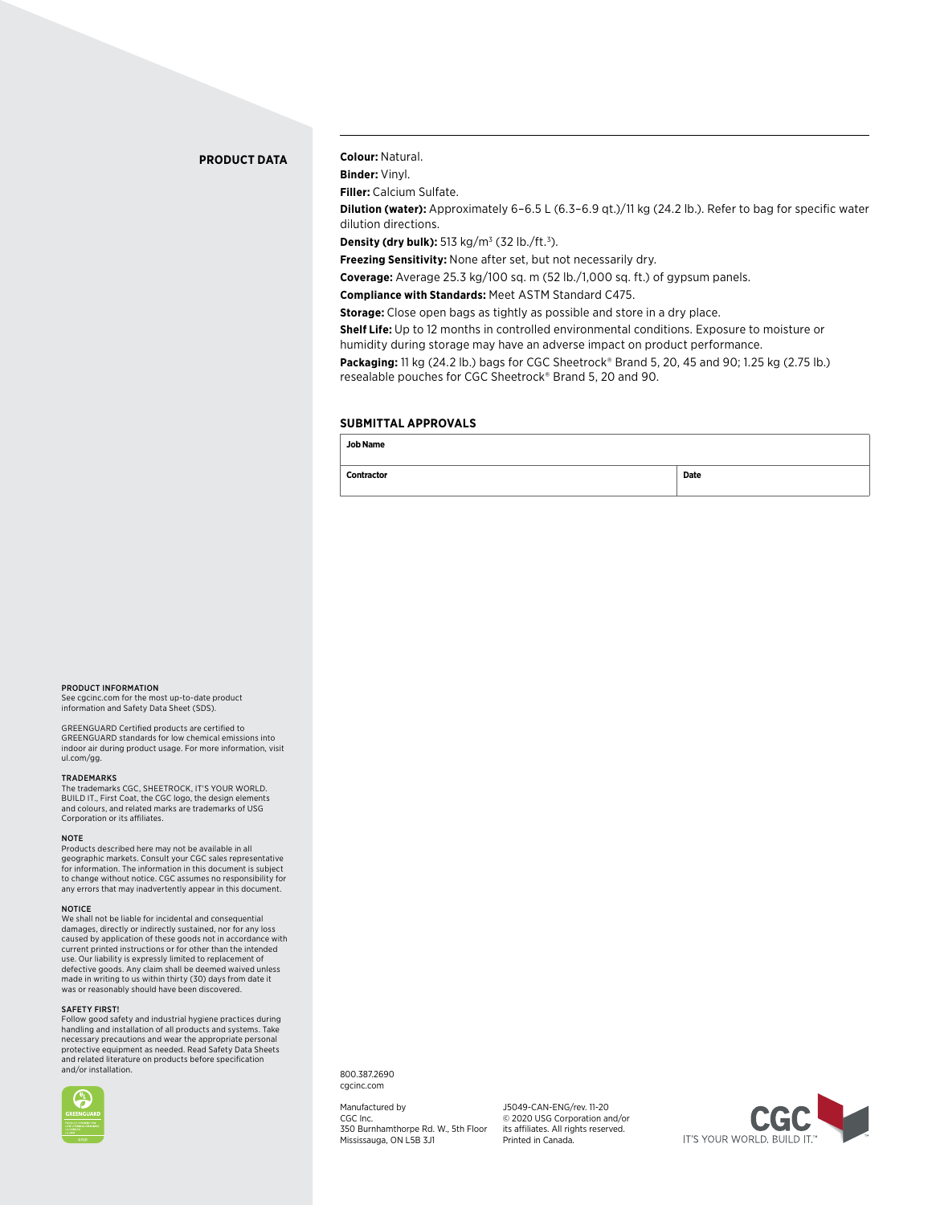## PRODUCT DATA

**Colour:** Natural.

**Binder:** Vinyl.

**Filler:** Calcium Sulfate.

**Dilution (water):** Approximately 6–6.5 L (6.3–6.9 qt.)/11 kg (24.2 lb.). Refer to bag for specific water dilution directions.

**Density (dry bulk):** 513 kg/m$^3$ (32 lb./ft.$^3$).

**Freezing Sensitivity:** None after set, but not necessarily dry.

**Coverage:** Average 25.3 kg/100 sq. m (52 lb./1,000 sq. ft.) of gypsum panels.

**Compliance with Standards:** Meet ASTM Standard C475.

**Storage:** Close open bags as tightly as possible and store in a dry place.

**Shelf Life:** Up to 12 months in controlled environmental conditions. Exposure to moisture or humidity during storage may have an adverse impact on product performance.

**Packaging:** 11 kg (24.2 lb.) bags for CGC Sheetrock® Brand 5, 20, 45 and 90; 1.25 kg (2.75 lb.) resealable pouches for CGC Sheetrock® Brand 5, 20 and 90.

### SUBMITTAL APPROVALS

| | |
|---|---|
| **Job Name** | |
| **Contractor** | **Date** |

**PRODUCT INFORMATION**
See cgcinc.com for the most up-to-date product information and Safety Data Sheet (SDS).

GREENGUARD Certified products are certified to GREENGUARD standards for low chemical emissions into indoor air during product usage. For more information, visit ul.com/gg.

**TRADEMARKS**
The trademarks CGC, SHEETROCK, IT'S YOUR WORLD. BUILD IT., First Coat, the CGC logo, the design elements and colours, and related marks are trademarks of USG Corporation or its affiliates.

**NOTE**
Products described here may not be available in all geographic markets. Consult your CGC sales representative for information. The information in this document is subject to change without notice. CGC assumes no responsibility for any errors that may inadvertently appear in this document.

**NOTICE**
We shall not be liable for incidental and consequential damages, directly or indirectly sustained, nor for any loss caused by application of these goods not in accordance with current printed instructions or for other than the intended use. Our liability is expressly limited to replacement of defective goods. Any claim shall be deemed waived unless made in writing to us within thirty (30) days from date it was or reasonably should have been discovered.

**SAFETY FIRST!**
Follow good safety and industrial hygiene practices during handling and installation of all products and systems. Take necessary precautions and wear the appropriate personal protective equipment as needed. Read Safety Data Sheets and related literature on products before specification and/or installation.

800.387.2690
cgcinc.com

Manufactured by
CGC Inc.
350 Burnhamthorpe Rd. W., 5th Floor
Mississauga, ON L5B 3J1

J5049-CAN-ENG/rev. 11-20
© 2020 USG Corporation and/or its affiliates. All rights reserved.
Printed in Canada.

CGC
IT'S YOUR WORLD. BUILD IT.™